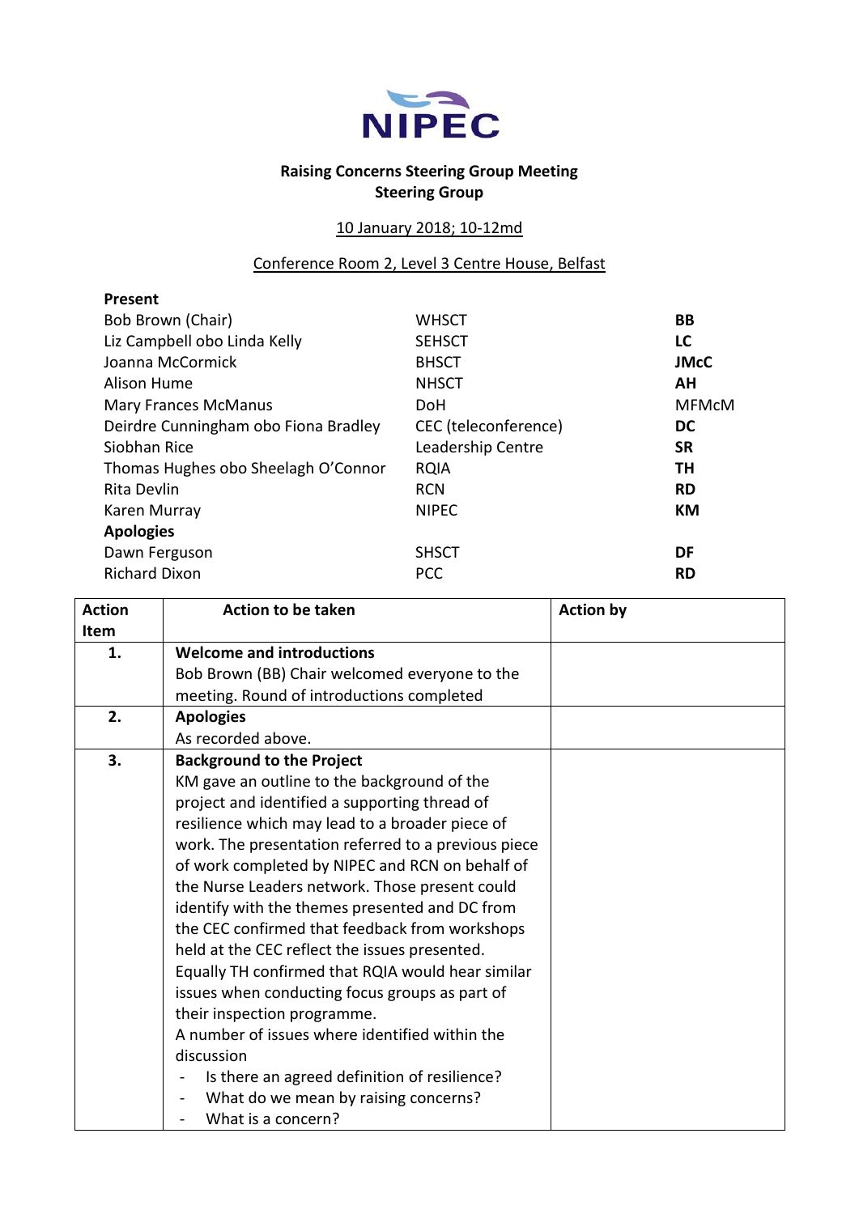NIPEC

**Raising Concerns Steering Group Meeting**
**Steering Group**

10 January 2018; 10-12md

Conference Room 2, Level 3 Centre House, Belfast

| **Present** | | |
|---|---|---|
| Bob Brown (Chair) | WHSCT | **BB** |
| Liz Campbell obo Linda Kelly | SEHSCT | **LC** |
| Joanna McCormick | BHSCT | **JMcC** |
| Alison Hume | NHSCT | **AH** |
| Mary Frances McManus | DoH | MFMcM |
| Deirdre Cunningham obo Fiona Bradley | CEC (teleconference) | **DC** |
| Siobhan Rice | Leadership Centre | **SR** |
| Thomas Hughes obo Sheelagh O'Connor | RQIA | **TH** |
| Rita Devlin | RCN | **RD** |
| Karen Murray | NIPEC | **KM** |
| **Apologies** | | |
| Dawn Ferguson | SHSCT | **DF** |
| Richard Dixon | PCC | **RD** |

| Action Item | Action to be taken | Action by |
|---|---|---|
| **1.** | **Welcome and introductions**<br>Bob Brown (BB) Chair welcomed everyone to the meeting. Round of introductions completed | |
| **2.** | **Apologies**<br>As recorded above. | |
| **3.** | **Background to the Project**<br>KM gave an outline to the background of the project and identified a supporting thread of resilience which may lead to a broader piece of work. The presentation referred to a previous piece of work completed by NIPEC and RCN on behalf of the Nurse Leaders network. Those present could identify with the themes presented and DC from the CEC confirmed that feedback from workshops held at the CEC reflect the issues presented. Equally TH confirmed that RQIA would hear similar issues when conducting focus groups as part of their inspection programme.<br>A number of issues where identified within the discussion<br>- Is there an agreed definition of resilience?<br>- What do we mean by raising concerns?<br>- What is a concern? | |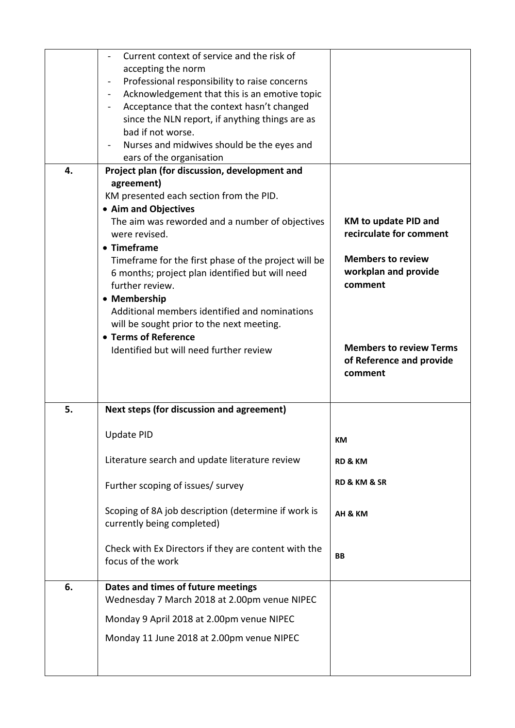| | | |
|---|---|---|
| | - Current context of service and the risk of accepting the norm<br>- Professional responsibility to raise concerns<br>- Acknowledgement that this is an emotive topic<br>- Acceptance that the context hasn't changed since the NLN report, if anything things are as bad if not worse.<br>- Nurses and midwives should be the eyes and ears of the organisation | |
| **4.** | **Project plan (for discussion, development and agreement)**<br>KM presented each section from the PID.<br>• **Aim and Objectives**<br>The aim was reworded and a number of objectives were revised.<br>• **Timeframe**<br>Timeframe for the first phase of the project will be 6 months; project plan identified but will need further review.<br>• **Membership**<br>Additional members identified and nominations will be sought prior to the next meeting.<br>• **Terms of Reference**<br>Identified but will need further review | **KM to update PID and recirculate for comment**<br><br>**Members to review workplan and provide comment**<br><br>**Members to review Terms of Reference and provide comment** |
| **5.** | **Next steps (for discussion and agreement)**<br><br>Update PID<br><br>Literature search and update literature review<br><br>Further scoping of issues/ survey<br><br>Scoping of 8A job description (determine if work is currently being completed)<br><br>Check with Ex Directors if they are content with the focus of the work | <br><br>**KM**<br><br>**RD & KM**<br><br>**RD & KM & SR**<br><br>**AH & KM**<br><br>**BB** |
| **6.** | **Dates and times of future meetings**<br>Wednesday 7 March 2018 at 2.00pm venue NIPEC<br><br>Monday 9 April 2018 at 2.00pm venue NIPEC<br><br>Monday 11 June 2018 at 2.00pm venue NIPEC | |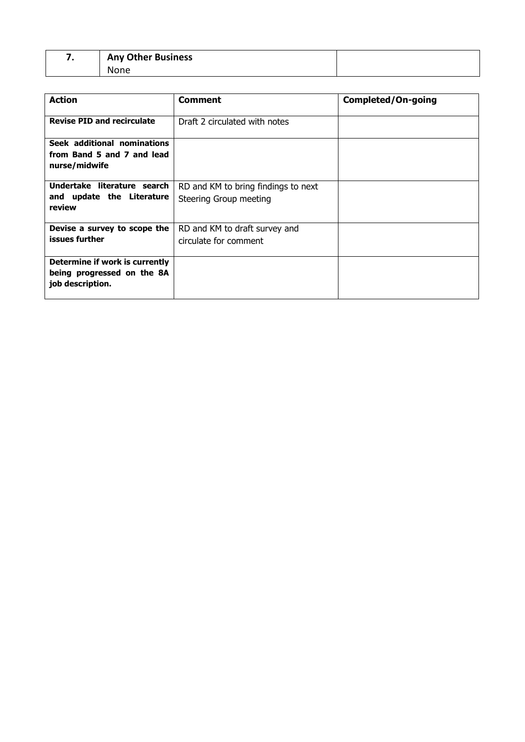| 7. | **Any Other Business**<br>None | |
|---|---|---|

| **Action** | **Comment** | **Completed/On-going** |
|---|---|---|
| **Revise PID and recirculate** | Draft 2 circulated with notes | |
| **Seek additional nominations from Band 5 and 7 and lead nurse/midwife** | | |
| **Undertake literature search and update the Literature review** | RD and KM to bring findings to next Steering Group meeting | |
| **Devise a survey to scope the issues further** | RD and KM to draft survey and circulate for comment | |
| **Determine if work is currently being progressed on the 8A job description.** | | |